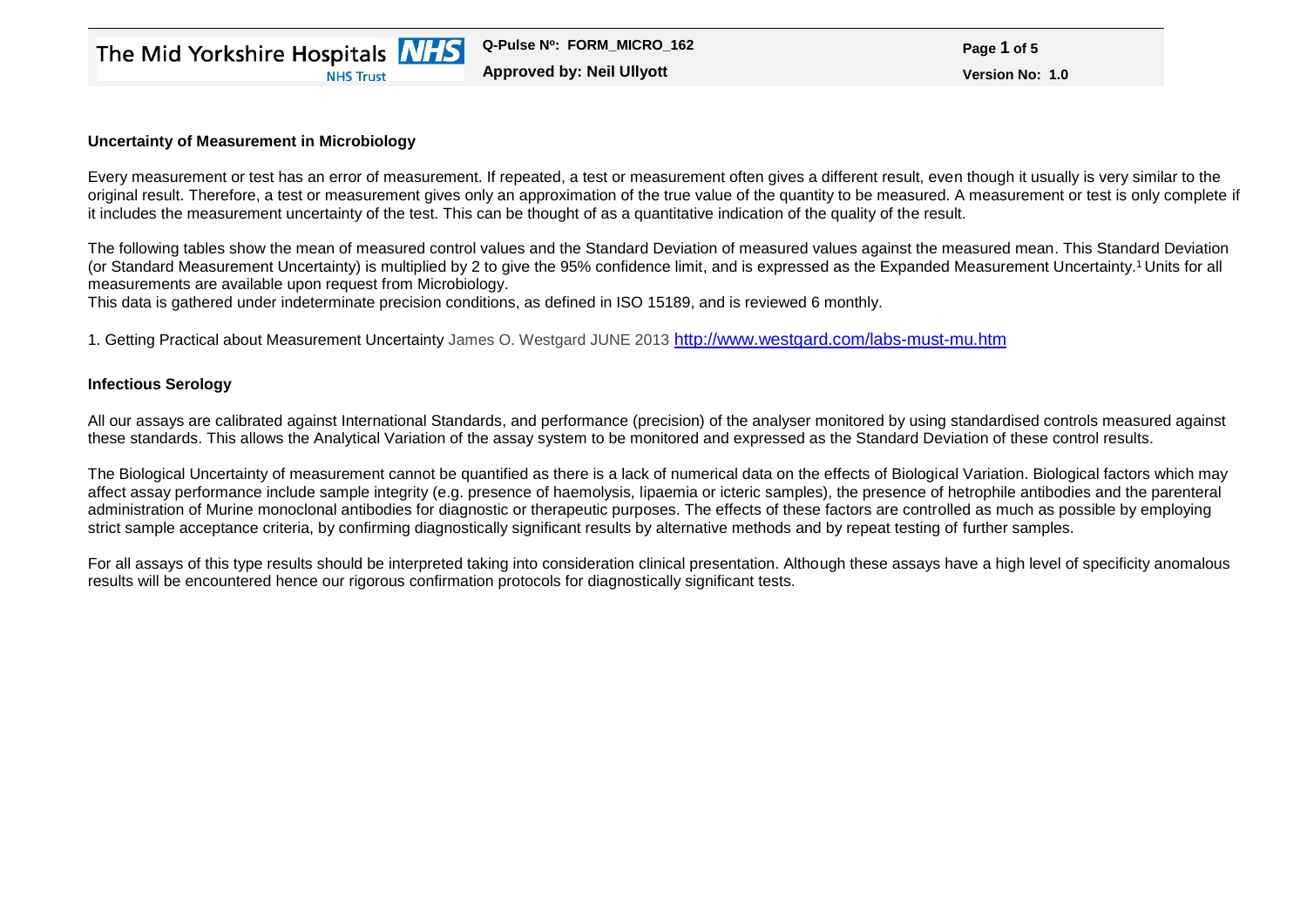**Uncertainty of Measurement in Microbiology**

Every measurement or test has an error of measurement. If repeated, a test or measurement often gives a different result, even though it usually is very similar to the original result. Therefore, a test or measurement gives only an approximation of the true value of the quantity to be measured. A measurement or test is only complete if it includes the measurement uncertainty of the test. This can be thought of as a quantitative indication of the quality of the result.

The following tables show the mean of measured control values and the Standard Deviation of measured values against the measured mean. This Standard Deviation (or Standard Measurement Uncertainty) is multiplied by 2 to give the 95% confidence limit, and is expressed as the Expanded Measurement Uncertainty.[1] Units for all measurements are available upon request from Microbiology.
This data is gathered under indeterminate precision conditions, as defined in ISO 15189, and is reviewed 6 monthly.

1. Getting Practical about Measurement Uncertainty James O. Westgard JUNE 2013 http://www.westgard.com/labs-must-mu.htm

**Infectious Serology**

All our assays are calibrated against International Standards, and performance (precision) of the analyser monitored by using standardised controls measured against these standards. This allows the Analytical Variation of the assay system to be monitored and expressed as the Standard Deviation of these control results.

The Biological Uncertainty of measurement cannot be quantified as there is a lack of numerical data on the effects of Biological Variation. Biological factors which may affect assay performance include sample integrity (e.g. presence of haemolysis, lipaemia or icteric samples), the presence of hetrophile antibodies and the parenteral administration of Murine monoclonal antibodies for diagnostic or therapeutic purposes. The effects of these factors are controlled as much as possible by employing strict sample acceptance criteria, by confirming diagnostically significant results by alternative methods and by repeat testing of further samples.

For all assays of this type results should be interpreted taking into consideration clinical presentation. Although these assays have a high level of specificity anomalous results will be encountered hence our rigorous confirmation protocols for diagnostically significant tests.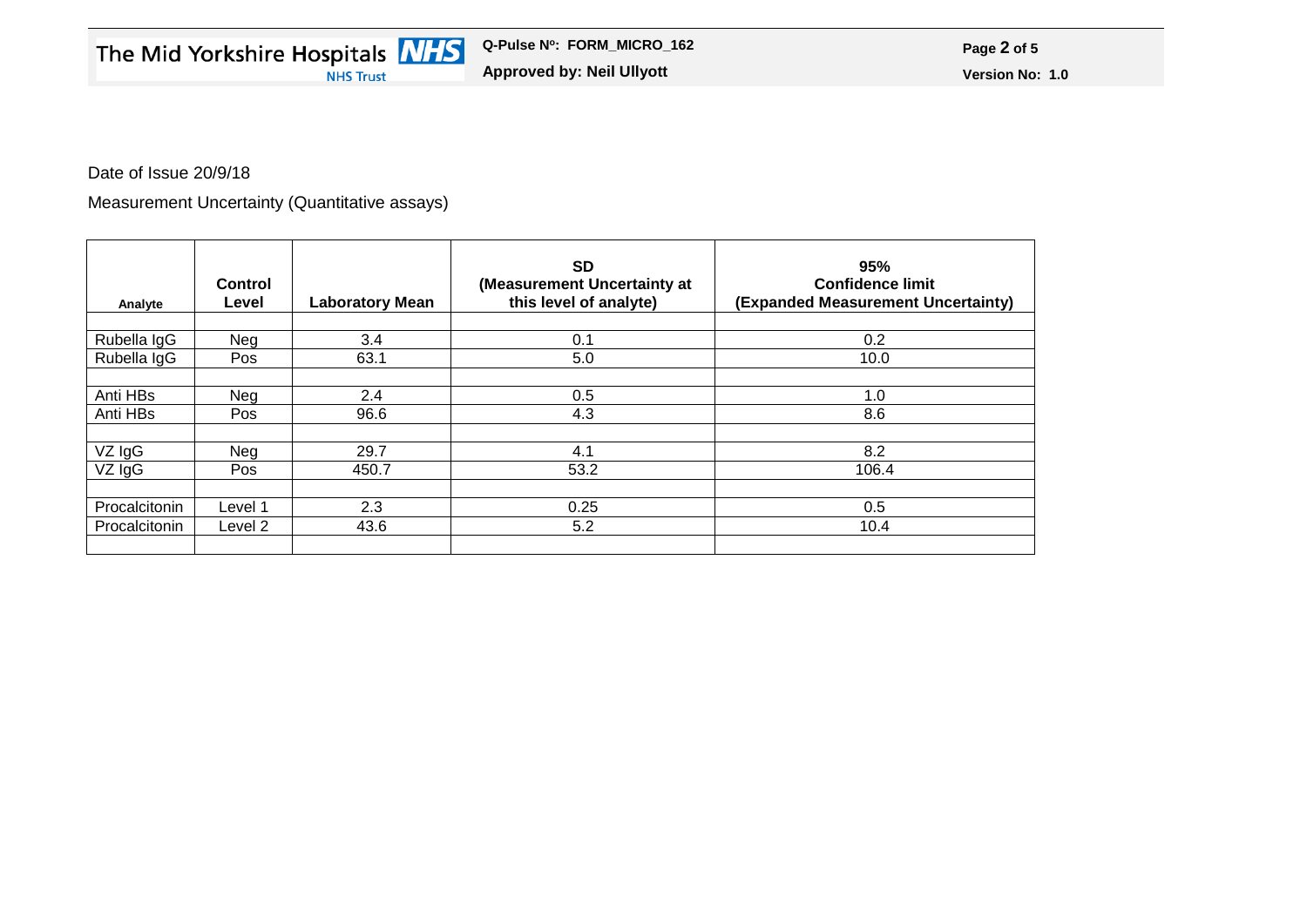Date of Issue 20/9/18

Measurement Uncertainty (Quantitative assays)

| Analyte | Control Level | Laboratory Mean | SD (Measurement Uncertainty at this level of analyte) | 95% Confidence limit (Expanded Measurement Uncertainty) |
|---|---|---|---|---|
| | | | | |
| Rubella IgG | Neg | 3.4 | 0.1 | 0.2 |
| Rubella IgG | Pos | 63.1 | 5.0 | 10.0 |
| | | | | |
| Anti HBs | Neg | 2.4 | 0.5 | 1.0 |
| Anti HBs | Pos | 96.6 | 4.3 | 8.6 |
| | | | | |
| VZ IgG | Neg | 29.7 | 4.1 | 8.2 |
| VZ IgG | Pos | 450.7 | 53.2 | 106.4 |
| | | | | |
| Procalcitonin | Level 1 | 2.3 | 0.25 | 0.5 |
| Procalcitonin | Level 2 | 43.6 | 5.2 | 10.4 |
| | | | | |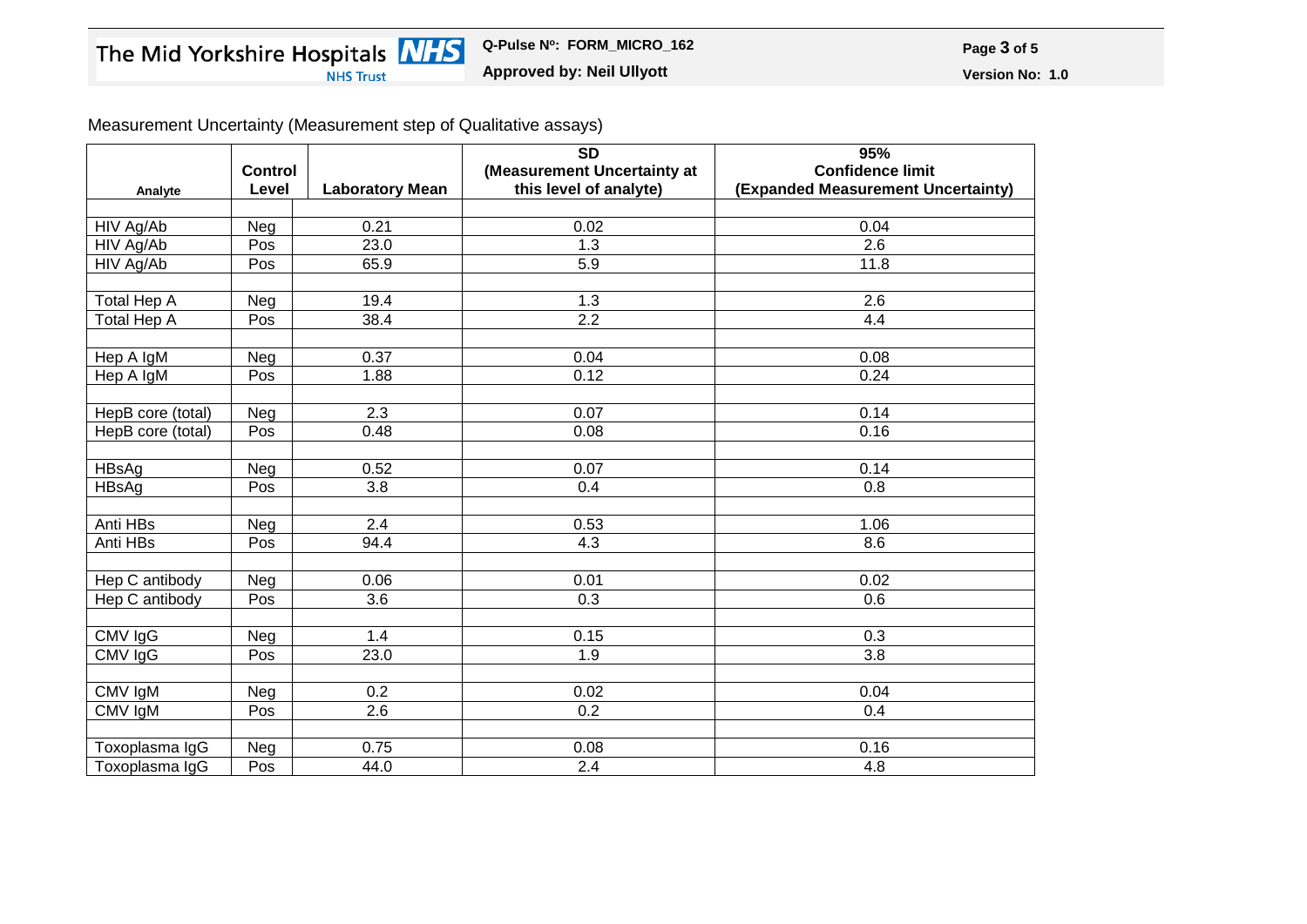Measurement Uncertainty (Measurement step of Qualitative assays)

| Analyte | Control Level | Laboratory Mean | SD (Measurement Uncertainty at this level of analyte) | 95% Confidence limit (Expanded Measurement Uncertainty) |
|---|---|---|---|---|
| | | | | |
| HIV Ag/Ab | Neg | 0.21 | 0.02 | 0.04 |
| HIV Ag/Ab | Pos | 23.0 | 1.3 | 2.6 |
| HIV Ag/Ab | Pos | 65.9 | 5.9 | 11.8 |
| | | | | |
| Total Hep A | Neg | 19.4 | 1.3 | 2.6 |
| Total Hep A | Pos | 38.4 | 2.2 | 4.4 |
| | | | | |
| Hep A IgM | Neg | 0.37 | 0.04 | 0.08 |
| Hep A IgM | Pos | 1.88 | 0.12 | 0.24 |
| | | | | |
| HepB core (total) | Neg | 2.3 | 0.07 | 0.14 |
| HepB core (total) | Pos | 0.48 | 0.08 | 0.16 |
| | | | | |
| HBsAg | Neg | 0.52 | 0.07 | 0.14 |
| HBsAg | Pos | 3.8 | 0.4 | 0.8 |
| | | | | |
| Anti HBs | Neg | 2.4 | 0.53 | 1.06 |
| Anti HBs | Pos | 94.4 | 4.3 | 8.6 |
| | | | | |
| Hep C antibody | Neg | 0.06 | 0.01 | 0.02 |
| Hep C antibody | Pos | 3.6 | 0.3 | 0.6 |
| | | | | |
| CMV IgG | Neg | 1.4 | 0.15 | 0.3 |
| CMV IgG | Pos | 23.0 | 1.9 | 3.8 |
| | | | | |
| CMV IgM | Neg | 0.2 | 0.02 | 0.04 |
| CMV IgM | Pos | 2.6 | 0.2 | 0.4 |
| | | | | |
| Toxoplasma IgG | Neg | 0.75 | 0.08 | 0.16 |
| Toxoplasma IgG | Pos | 44.0 | 2.4 | 4.8 |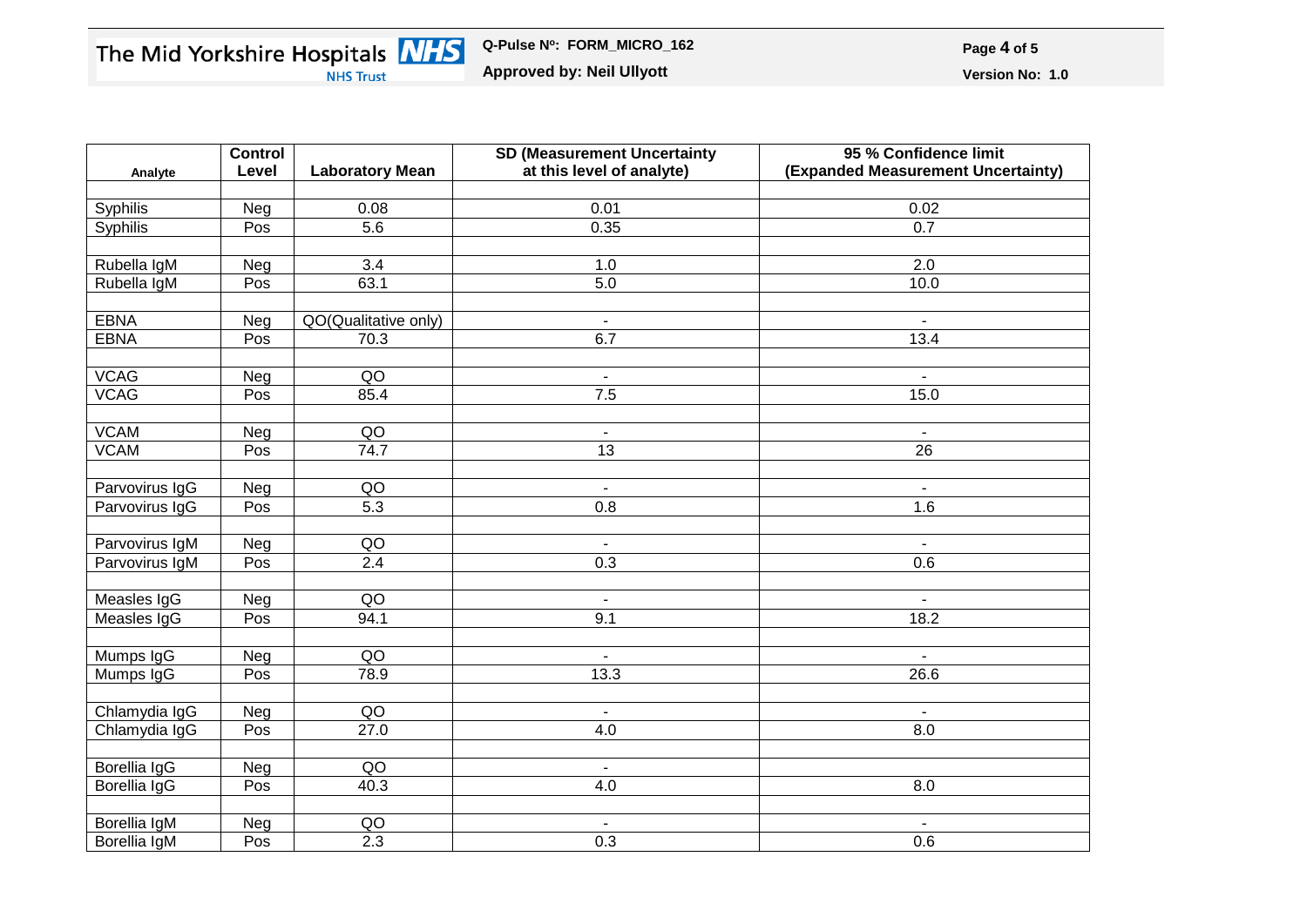| Analyte | Control Level | Laboratory Mean | SD (Measurement Uncertainty at this level of analyte) | 95 % Confidence limit (Expanded Measurement Uncertainty) |
|---|---|---|---|---|
| | | | | |
| Syphilis | Neg | 0.08 | 0.01 | 0.02 |
| Syphilis | Pos | 5.6 | 0.35 | 0.7 |
| | | | | |
| Rubella IgM | Neg | 3.4 | 1.0 | 2.0 |
| Rubella IgM | Pos | 63.1 | 5.0 | 10.0 |
| | | | | |
| EBNA | Neg | QO(Qualitative only) | - | - |
| EBNA | Pos | 70.3 | 6.7 | 13.4 |
| | | | | |
| VCAG | Neg | QO | - | - |
| VCAG | Pos | 85.4 | 7.5 | 15.0 |
| | | | | |
| VCAM | Neg | QO | - | - |
| VCAM | Pos | 74.7 | 13 | 26 |
| | | | | |
| Parvovirus IgG | Neg | QO | - | - |
| Parvovirus IgG | Pos | 5.3 | 0.8 | 1.6 |
| | | | | |
| Parvovirus IgM | Neg | QO | - | - |
| Parvovirus IgM | Pos | 2.4 | 0.3 | 0.6 |
| | | | | |
| Measles IgG | Neg | QO | - | - |
| Measles IgG | Pos | 94.1 | 9.1 | 18.2 |
| | | | | |
| Mumps IgG | Neg | QO | - | - |
| Mumps IgG | Pos | 78.9 | 13.3 | 26.6 |
| | | | | |
| Chlamydia IgG | Neg | QO | - | - |
| Chlamydia IgG | Pos | 27.0 | 4.0 | 8.0 |
| | | | | |
| Borellia IgG | Neg | QO | - | |
| Borellia IgG | Pos | 40.3 | 4.0 | 8.0 |
| | | | | |
| Borellia IgM | Neg | QO | - | - |
| Borellia IgM | Pos | 2.3 | 0.3 | 0.6 |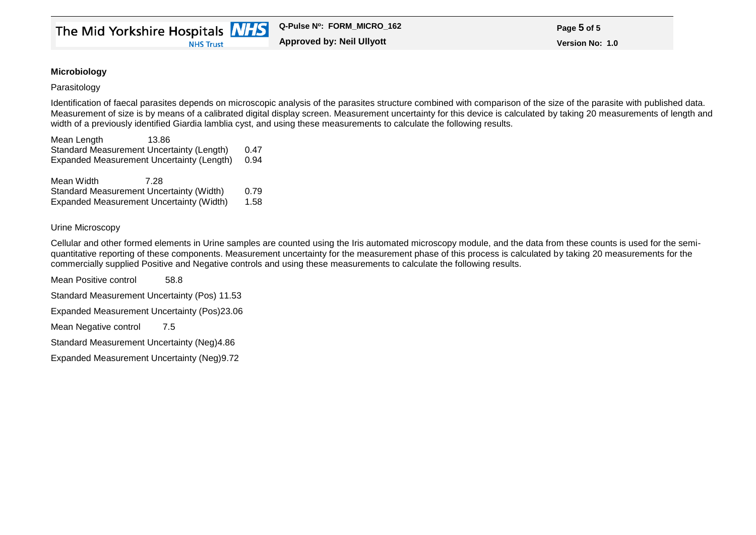**Microbiology**

Parasitology

Identification of faecal parasites depends on microscopic analysis of the parasites structure combined with comparison of the size of the parasite with published data. Measurement of size is by means of a calibrated digital display screen. Measurement uncertainty for this device is calculated by taking 20 measurements of length and width of a previously identified Giardia lamblia cyst, and using these measurements to calculate the following results.

Mean Length 13.86
Standard Measurement Uncertainty (Length) 0.47
Expanded Measurement Uncertainty (Length) 0.94

Mean Width 7.28
Standard Measurement Uncertainty (Width) 0.79
Expanded Measurement Uncertainty (Width) 1.58

Urine Microscopy

Cellular and other formed elements in Urine samples are counted using the Iris automated microscopy module, and the data from these counts is used for the semi-quantitative reporting of these components. Measurement uncertainty for the measurement phase of this process is calculated by taking 20 measurements for the commercially supplied Positive and Negative controls and using these measurements to calculate the following results.

Mean Positive control 58.8

Standard Measurement Uncertainty (Pos) 11.53

Expanded Measurement Uncertainty (Pos)23.06

Mean Negative control 7.5

Standard Measurement Uncertainty (Neg)4.86

Expanded Measurement Uncertainty (Neg)9.72